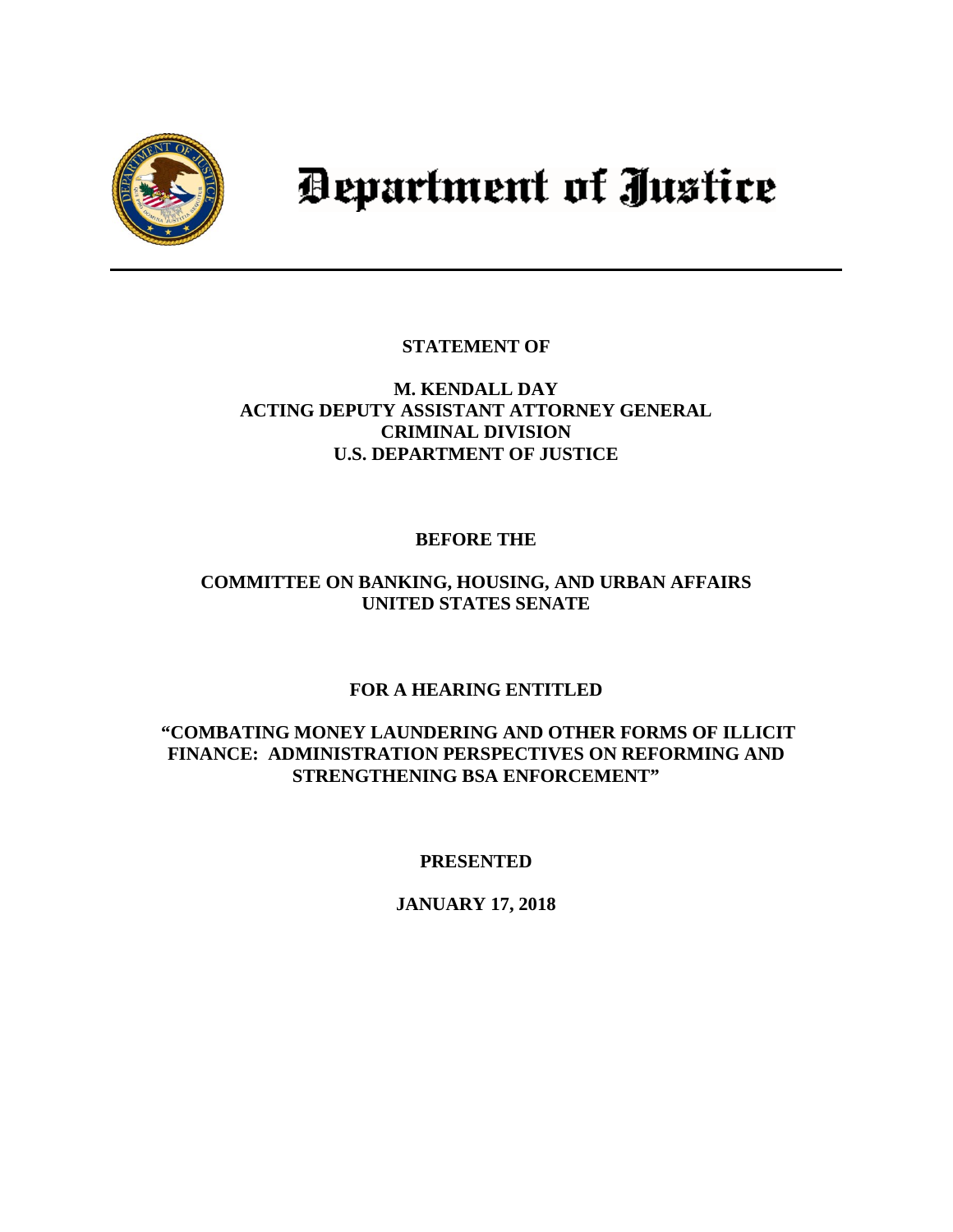# Department of Justice

---

**STATEMENT OF**

**M. KENDALL DAY**
**ACTING DEPUTY ASSISTANT ATTORNEY GENERAL**
**CRIMINAL DIVISION**
**U.S. DEPARTMENT OF JUSTICE**

**BEFORE THE**

**COMMITTEE ON BANKING, HOUSING, AND URBAN AFFAIRS**
**UNITED STATES SENATE**

**FOR A HEARING ENTITLED**

**"COMBATING MONEY LAUNDERING AND OTHER FORMS OF ILLICIT FINANCE: ADMINISTRATION PERSPECTIVES ON REFORMING AND STRENGTHENING BSA ENFORCEMENT"**

**PRESENTED**

**JANUARY 17, 2018**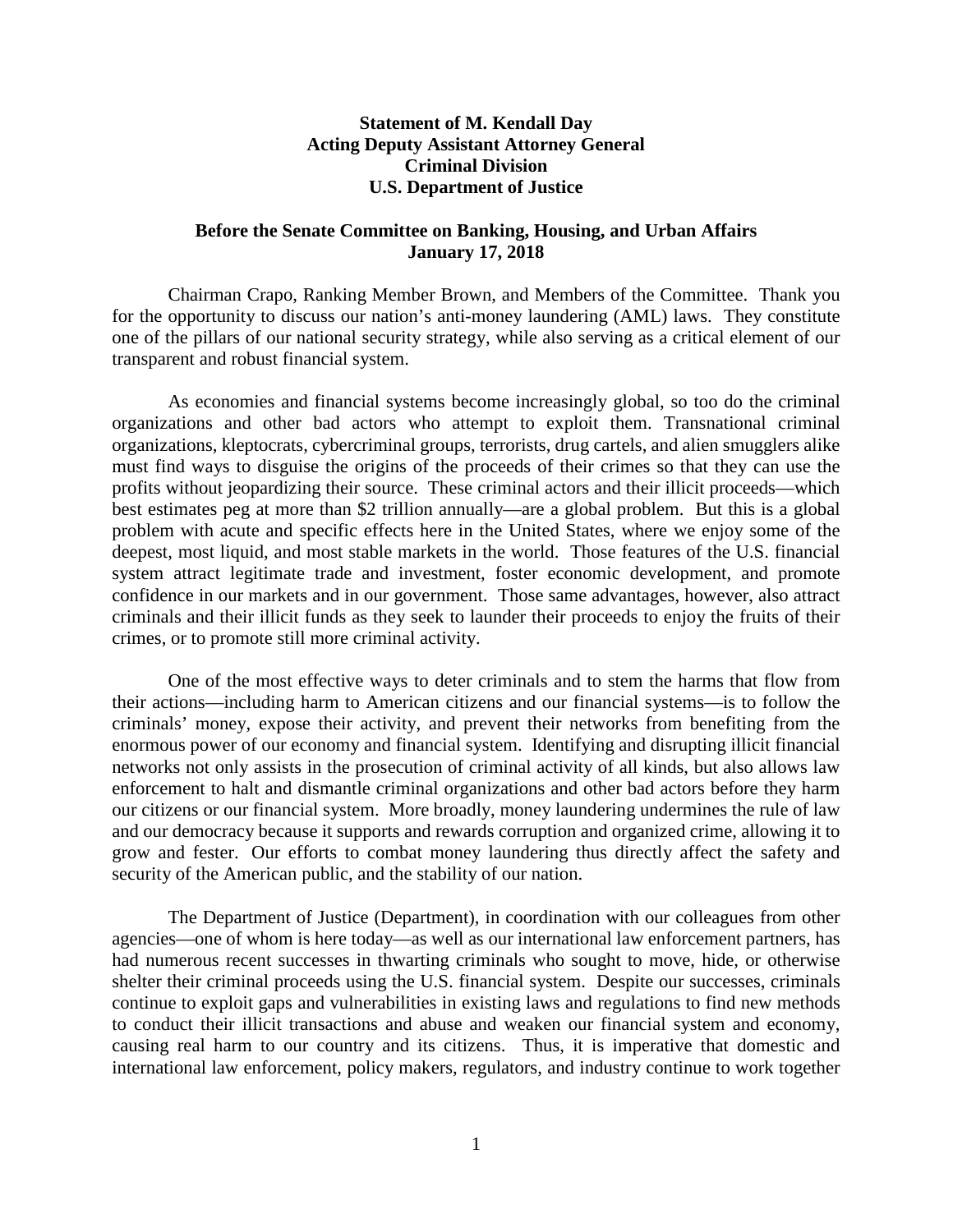**Statement of M. Kendall Day**
**Acting Deputy Assistant Attorney General**
**Criminal Division**
**U.S. Department of Justice**

**Before the Senate Committee on Banking, Housing, and Urban Affairs**
**January 17, 2018**

Chairman Crapo, Ranking Member Brown, and Members of the Committee. Thank you for the opportunity to discuss our nation's anti-money laundering (AML) laws. They constitute one of the pillars of our national security strategy, while also serving as a critical element of our transparent and robust financial system.

As economies and financial systems become increasingly global, so too do the criminal organizations and other bad actors who attempt to exploit them. Transnational criminal organizations, kleptocrats, cybercriminal groups, terrorists, drug cartels, and alien smugglers alike must find ways to disguise the origins of the proceeds of their crimes so that they can use the profits without jeopardizing their source. These criminal actors and their illicit proceeds—which best estimates peg at more than $2 trillion annually—are a global problem. But this is a global problem with acute and specific effects here in the United States, where we enjoy some of the deepest, most liquid, and most stable markets in the world. Those features of the U.S. financial system attract legitimate trade and investment, foster economic development, and promote confidence in our markets and in our government. Those same advantages, however, also attract criminals and their illicit funds as they seek to launder their proceeds to enjoy the fruits of their crimes, or to promote still more criminal activity.

One of the most effective ways to deter criminals and to stem the harms that flow from their actions—including harm to American citizens and our financial systems—is to follow the criminals' money, expose their activity, and prevent their networks from benefiting from the enormous power of our economy and financial system. Identifying and disrupting illicit financial networks not only assists in the prosecution of criminal activity of all kinds, but also allows law enforcement to halt and dismantle criminal organizations and other bad actors before they harm our citizens or our financial system. More broadly, money laundering undermines the rule of law and our democracy because it supports and rewards corruption and organized crime, allowing it to grow and fester. Our efforts to combat money laundering thus directly affect the safety and security of the American public, and the stability of our nation.

The Department of Justice (Department), in coordination with our colleagues from other agencies—one of whom is here today—as well as our international law enforcement partners, has had numerous recent successes in thwarting criminals who sought to move, hide, or otherwise shelter their criminal proceeds using the U.S. financial system. Despite our successes, criminals continue to exploit gaps and vulnerabilities in existing laws and regulations to find new methods to conduct their illicit transactions and abuse and weaken our financial system and economy, causing real harm to our country and its citizens. Thus, it is imperative that domestic and international law enforcement, policy makers, regulators, and industry continue to work together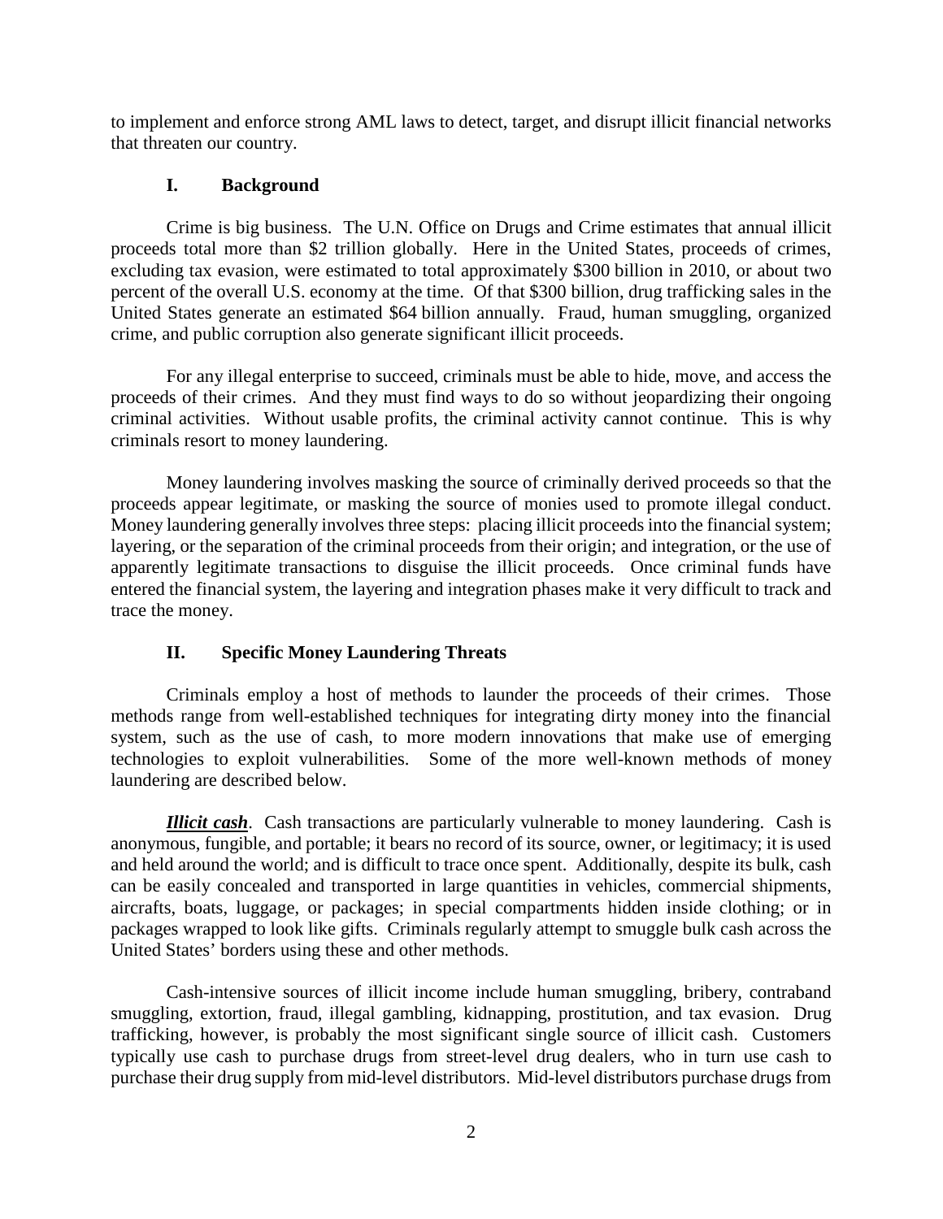to implement and enforce strong AML laws to detect, target, and disrupt illicit financial networks that threaten our country.

## I. Background

Crime is big business. The U.N. Office on Drugs and Crime estimates that annual illicit proceeds total more than $2 trillion globally. Here in the United States, proceeds of crimes, excluding tax evasion, were estimated to total approximately $300 billion in 2010, or about two percent of the overall U.S. economy at the time. Of that $300 billion, drug trafficking sales in the United States generate an estimated $64 billion annually. Fraud, human smuggling, organized crime, and public corruption also generate significant illicit proceeds.

For any illegal enterprise to succeed, criminals must be able to hide, move, and access the proceeds of their crimes. And they must find ways to do so without jeopardizing their ongoing criminal activities. Without usable profits, the criminal activity cannot continue. This is why criminals resort to money laundering.

Money laundering involves masking the source of criminally derived proceeds so that the proceeds appear legitimate, or masking the source of monies used to promote illegal conduct. Money laundering generally involves three steps: placing illicit proceeds into the financial system; layering, or the separation of the criminal proceeds from their origin; and integration, or the use of apparently legitimate transactions to disguise the illicit proceeds. Once criminal funds have entered the financial system, the layering and integration phases make it very difficult to track and trace the money.

## II. Specific Money Laundering Threats

Criminals employ a host of methods to launder the proceeds of their crimes. Those methods range from well-established techniques for integrating dirty money into the financial system, such as the use of cash, to more modern innovations that make use of emerging technologies to exploit vulnerabilities. Some of the more well-known methods of money laundering are described below.

***Illicit cash***. Cash transactions are particularly vulnerable to money laundering. Cash is anonymous, fungible, and portable; it bears no record of its source, owner, or legitimacy; it is used and held around the world; and is difficult to trace once spent. Additionally, despite its bulk, cash can be easily concealed and transported in large quantities in vehicles, commercial shipments, aircrafts, boats, luggage, or packages; in special compartments hidden inside clothing; or in packages wrapped to look like gifts. Criminals regularly attempt to smuggle bulk cash across the United States' borders using these and other methods.

Cash-intensive sources of illicit income include human smuggling, bribery, contraband smuggling, extortion, fraud, illegal gambling, kidnapping, prostitution, and tax evasion. Drug trafficking, however, is probably the most significant single source of illicit cash. Customers typically use cash to purchase drugs from street-level drug dealers, who in turn use cash to purchase their drug supply from mid-level distributors. Mid-level distributors purchase drugs from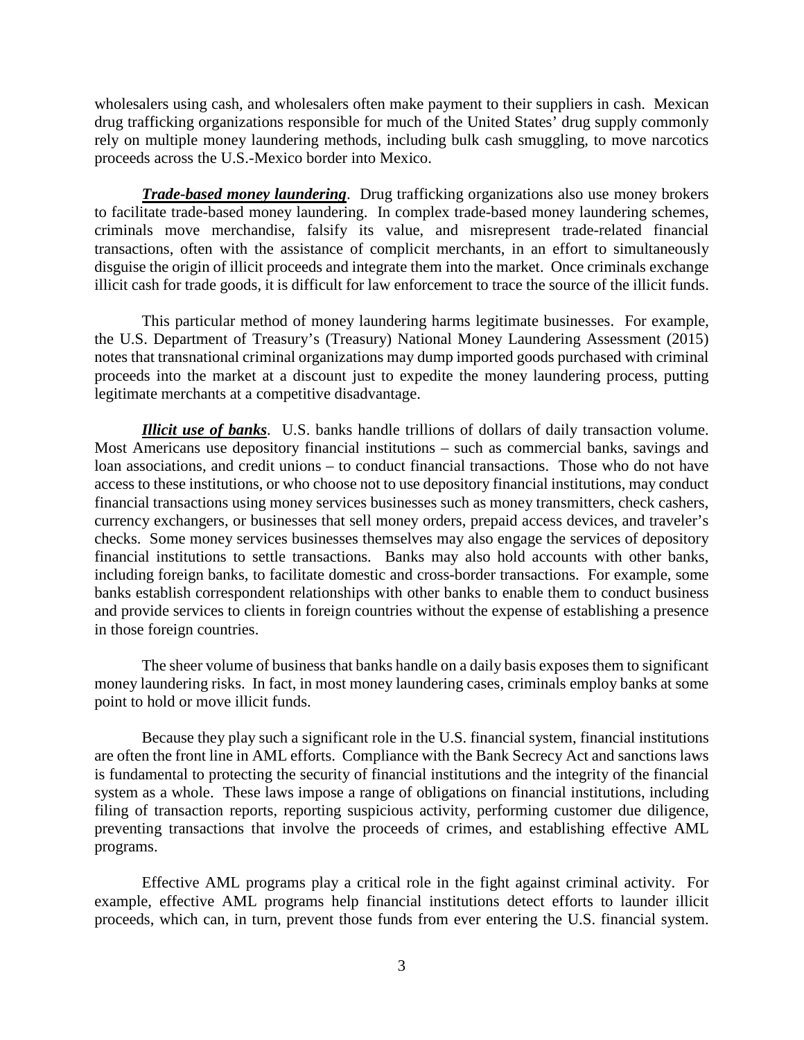wholesalers using cash, and wholesalers often make payment to their suppliers in cash. Mexican drug trafficking organizations responsible for much of the United States' drug supply commonly rely on multiple money laundering methods, including bulk cash smuggling, to move narcotics proceeds across the U.S.-Mexico border into Mexico.

***Trade-based money laundering***. Drug trafficking organizations also use money brokers to facilitate trade-based money laundering. In complex trade-based money laundering schemes, criminals move merchandise, falsify its value, and misrepresent trade-related financial transactions, often with the assistance of complicit merchants, in an effort to simultaneously disguise the origin of illicit proceeds and integrate them into the market. Once criminals exchange illicit cash for trade goods, it is difficult for law enforcement to trace the source of the illicit funds.

This particular method of money laundering harms legitimate businesses. For example, the U.S. Department of Treasury's (Treasury) National Money Laundering Assessment (2015) notes that transnational criminal organizations may dump imported goods purchased with criminal proceeds into the market at a discount just to expedite the money laundering process, putting legitimate merchants at a competitive disadvantage.

***Illicit use of banks***. U.S. banks handle trillions of dollars of daily transaction volume. Most Americans use depository financial institutions – such as commercial banks, savings and loan associations, and credit unions – to conduct financial transactions. Those who do not have access to these institutions, or who choose not to use depository financial institutions, may conduct financial transactions using money services businesses such as money transmitters, check cashers, currency exchangers, or businesses that sell money orders, prepaid access devices, and traveler's checks. Some money services businesses themselves may also engage the services of depository financial institutions to settle transactions. Banks may also hold accounts with other banks, including foreign banks, to facilitate domestic and cross-border transactions. For example, some banks establish correspondent relationships with other banks to enable them to conduct business and provide services to clients in foreign countries without the expense of establishing a presence in those foreign countries.

The sheer volume of business that banks handle on a daily basis exposes them to significant money laundering risks. In fact, in most money laundering cases, criminals employ banks at some point to hold or move illicit funds.

Because they play such a significant role in the U.S. financial system, financial institutions are often the front line in AML efforts. Compliance with the Bank Secrecy Act and sanctions laws is fundamental to protecting the security of financial institutions and the integrity of the financial system as a whole. These laws impose a range of obligations on financial institutions, including filing of transaction reports, reporting suspicious activity, performing customer due diligence, preventing transactions that involve the proceeds of crimes, and establishing effective AML programs.

Effective AML programs play a critical role in the fight against criminal activity. For example, effective AML programs help financial institutions detect efforts to launder illicit proceeds, which can, in turn, prevent those funds from ever entering the U.S. financial system.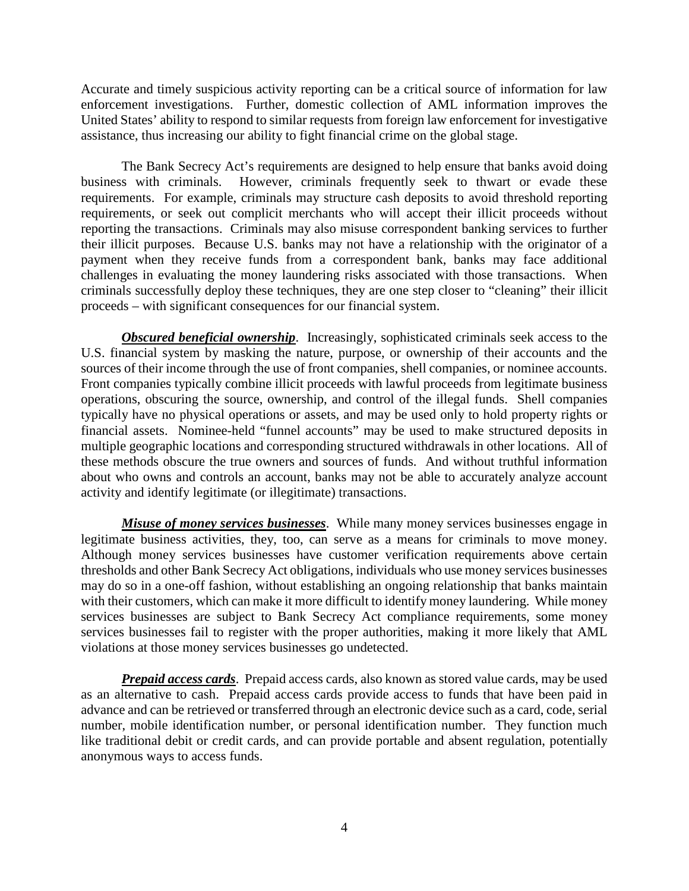Accurate and timely suspicious activity reporting can be a critical source of information for law enforcement investigations. Further, domestic collection of AML information improves the United States' ability to respond to similar requests from foreign law enforcement for investigative assistance, thus increasing our ability to fight financial crime on the global stage.

The Bank Secrecy Act's requirements are designed to help ensure that banks avoid doing business with criminals. However, criminals frequently seek to thwart or evade these requirements. For example, criminals may structure cash deposits to avoid threshold reporting requirements, or seek out complicit merchants who will accept their illicit proceeds without reporting the transactions. Criminals may also misuse correspondent banking services to further their illicit purposes. Because U.S. banks may not have a relationship with the originator of a payment when they receive funds from a correspondent bank, banks may face additional challenges in evaluating the money laundering risks associated with those transactions. When criminals successfully deploy these techniques, they are one step closer to "cleaning" their illicit proceeds – with significant consequences for our financial system.

***Obscured beneficial ownership***. Increasingly, sophisticated criminals seek access to the U.S. financial system by masking the nature, purpose, or ownership of their accounts and the sources of their income through the use of front companies, shell companies, or nominee accounts. Front companies typically combine illicit proceeds with lawful proceeds from legitimate business operations, obscuring the source, ownership, and control of the illegal funds. Shell companies typically have no physical operations or assets, and may be used only to hold property rights or financial assets. Nominee-held "funnel accounts" may be used to make structured deposits in multiple geographic locations and corresponding structured withdrawals in other locations. All of these methods obscure the true owners and sources of funds. And without truthful information about who owns and controls an account, banks may not be able to accurately analyze account activity and identify legitimate (or illegitimate) transactions.

***Misuse of money services businesses***. While many money services businesses engage in legitimate business activities, they, too, can serve as a means for criminals to move money. Although money services businesses have customer verification requirements above certain thresholds and other Bank Secrecy Act obligations, individuals who use money services businesses may do so in a one-off fashion, without establishing an ongoing relationship that banks maintain with their customers, which can make it more difficult to identify money laundering. While money services businesses are subject to Bank Secrecy Act compliance requirements, some money services businesses fail to register with the proper authorities, making it more likely that AML violations at those money services businesses go undetected.

***Prepaid access cards***. Prepaid access cards, also known as stored value cards, may be used as an alternative to cash. Prepaid access cards provide access to funds that have been paid in advance and can be retrieved or transferred through an electronic device such as a card, code, serial number, mobile identification number, or personal identification number. They function much like traditional debit or credit cards, and can provide portable and absent regulation, potentially anonymous ways to access funds.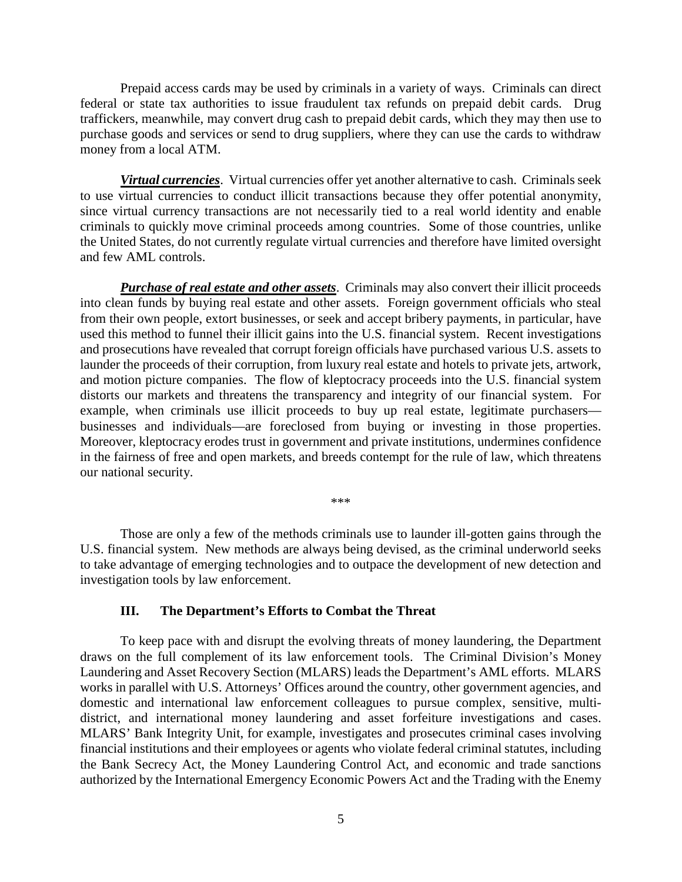Prepaid access cards may be used by criminals in a variety of ways. Criminals can direct federal or state tax authorities to issue fraudulent tax refunds on prepaid debit cards. Drug traffickers, meanwhile, may convert drug cash to prepaid debit cards, which they may then use to purchase goods and services or send to drug suppliers, where they can use the cards to withdraw money from a local ATM.

***Virtual currencies***. Virtual currencies offer yet another alternative to cash. Criminals seek to use virtual currencies to conduct illicit transactions because they offer potential anonymity, since virtual currency transactions are not necessarily tied to a real world identity and enable criminals to quickly move criminal proceeds among countries. Some of those countries, unlike the United States, do not currently regulate virtual currencies and therefore have limited oversight and few AML controls.

***Purchase of real estate and other assets***. Criminals may also convert their illicit proceeds into clean funds by buying real estate and other assets. Foreign government officials who steal from their own people, extort businesses, or seek and accept bribery payments, in particular, have used this method to funnel their illicit gains into the U.S. financial system. Recent investigations and prosecutions have revealed that corrupt foreign officials have purchased various U.S. assets to launder the proceeds of their corruption, from luxury real estate and hotels to private jets, artwork, and motion picture companies. The flow of kleptocracy proceeds into the U.S. financial system distorts our markets and threatens the transparency and integrity of our financial system. For example, when criminals use illicit proceeds to buy up real estate, legitimate purchasers—businesses and individuals—are foreclosed from buying or investing in those properties. Moreover, kleptocracy erodes trust in government and private institutions, undermines confidence in the fairness of free and open markets, and breeds contempt for the rule of law, which threatens our national security.

\*\*\*

Those are only a few of the methods criminals use to launder ill-gotten gains through the U.S. financial system. New methods are always being devised, as the criminal underworld seeks to take advantage of emerging technologies and to outpace the development of new detection and investigation tools by law enforcement.

## III. The Department's Efforts to Combat the Threat

To keep pace with and disrupt the evolving threats of money laundering, the Department draws on the full complement of its law enforcement tools. The Criminal Division's Money Laundering and Asset Recovery Section (MLARS) leads the Department's AML efforts. MLARS works in parallel with U.S. Attorneys' Offices around the country, other government agencies, and domestic and international law enforcement colleagues to pursue complex, sensitive, multi-district, and international money laundering and asset forfeiture investigations and cases. MLARS' Bank Integrity Unit, for example, investigates and prosecutes criminal cases involving financial institutions and their employees or agents who violate federal criminal statutes, including the Bank Secrecy Act, the Money Laundering Control Act, and economic and trade sanctions authorized by the International Emergency Economic Powers Act and the Trading with the Enemy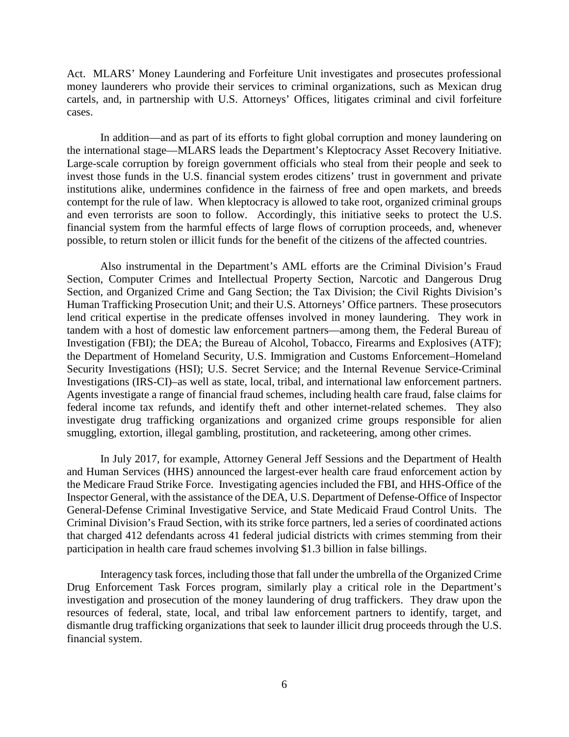Act. MLARS' Money Laundering and Forfeiture Unit investigates and prosecutes professional money launderers who provide their services to criminal organizations, such as Mexican drug cartels, and, in partnership with U.S. Attorneys' Offices, litigates criminal and civil forfeiture cases.

In addition—and as part of its efforts to fight global corruption and money laundering on the international stage—MLARS leads the Department's Kleptocracy Asset Recovery Initiative. Large-scale corruption by foreign government officials who steal from their people and seek to invest those funds in the U.S. financial system erodes citizens' trust in government and private institutions alike, undermines confidence in the fairness of free and open markets, and breeds contempt for the rule of law. When kleptocracy is allowed to take root, organized criminal groups and even terrorists are soon to follow. Accordingly, this initiative seeks to protect the U.S. financial system from the harmful effects of large flows of corruption proceeds, and, whenever possible, to return stolen or illicit funds for the benefit of the citizens of the affected countries.

Also instrumental in the Department's AML efforts are the Criminal Division's Fraud Section, Computer Crimes and Intellectual Property Section, Narcotic and Dangerous Drug Section, and Organized Crime and Gang Section; the Tax Division; the Civil Rights Division's Human Trafficking Prosecution Unit; and their U.S. Attorneys' Office partners. These prosecutors lend critical expertise in the predicate offenses involved in money laundering. They work in tandem with a host of domestic law enforcement partners—among them, the Federal Bureau of Investigation (FBI); the DEA; the Bureau of Alcohol, Tobacco, Firearms and Explosives (ATF); the Department of Homeland Security, U.S. Immigration and Customs Enforcement–Homeland Security Investigations (HSI); U.S. Secret Service; and the Internal Revenue Service-Criminal Investigations (IRS-CI)–as well as state, local, tribal, and international law enforcement partners. Agents investigate a range of financial fraud schemes, including health care fraud, false claims for federal income tax refunds, and identify theft and other internet-related schemes. They also investigate drug trafficking organizations and organized crime groups responsible for alien smuggling, extortion, illegal gambling, prostitution, and racketeering, among other crimes.

In July 2017, for example, Attorney General Jeff Sessions and the Department of Health and Human Services (HHS) announced the largest-ever health care fraud enforcement action by the Medicare Fraud Strike Force. Investigating agencies included the FBI, and HHS-Office of the Inspector General, with the assistance of the DEA, U.S. Department of Defense-Office of Inspector General-Defense Criminal Investigative Service, and State Medicaid Fraud Control Units. The Criminal Division's Fraud Section, with its strike force partners, led a series of coordinated actions that charged 412 defendants across 41 federal judicial districts with crimes stemming from their participation in health care fraud schemes involving $1.3 billion in false billings.

Interagency task forces, including those that fall under the umbrella of the Organized Crime Drug Enforcement Task Forces program, similarly play a critical role in the Department's investigation and prosecution of the money laundering of drug traffickers. They draw upon the resources of federal, state, local, and tribal law enforcement partners to identify, target, and dismantle drug trafficking organizations that seek to launder illicit drug proceeds through the U.S. financial system.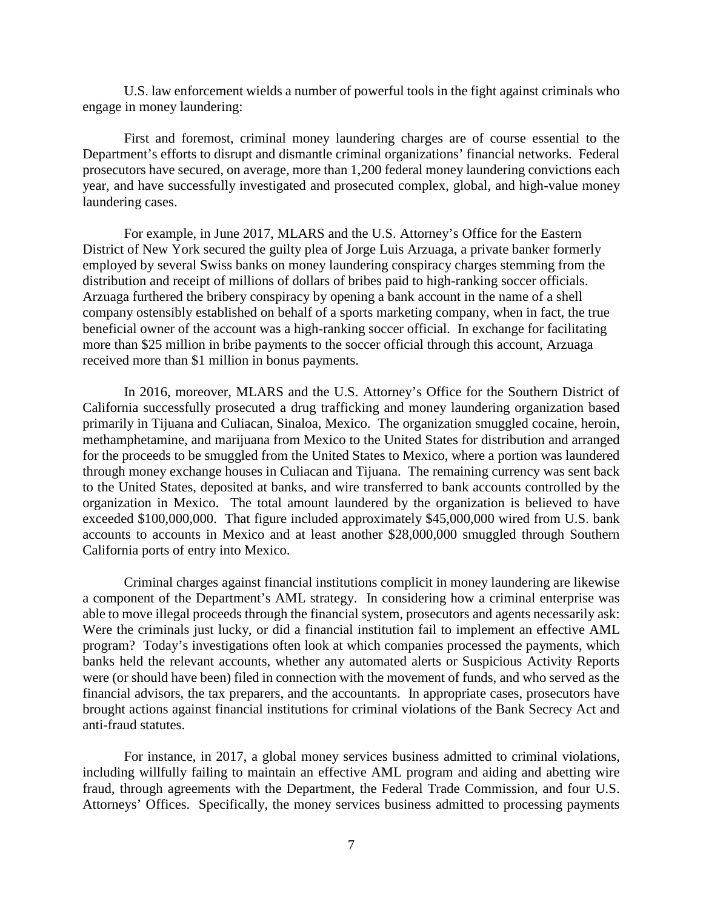U.S. law enforcement wields a number of powerful tools in the fight against criminals who engage in money laundering:

First and foremost, criminal money laundering charges are of course essential to the Department's efforts to disrupt and dismantle criminal organizations' financial networks. Federal prosecutors have secured, on average, more than 1,200 federal money laundering convictions each year, and have successfully investigated and prosecuted complex, global, and high-value money laundering cases.

For example, in June 2017, MLARS and the U.S. Attorney's Office for the Eastern District of New York secured the guilty plea of Jorge Luis Arzuaga, a private banker formerly employed by several Swiss banks on money laundering conspiracy charges stemming from the distribution and receipt of millions of dollars of bribes paid to high-ranking soccer officials. Arzuaga furthered the bribery conspiracy by opening a bank account in the name of a shell company ostensibly established on behalf of a sports marketing company, when in fact, the true beneficial owner of the account was a high-ranking soccer official. In exchange for facilitating more than \$25 million in bribe payments to the soccer official through this account, Arzuaga received more than \$1 million in bonus payments.

In 2016, moreover, MLARS and the U.S. Attorney's Office for the Southern District of California successfully prosecuted a drug trafficking and money laundering organization based primarily in Tijuana and Culiacan, Sinaloa, Mexico. The organization smuggled cocaine, heroin, methamphetamine, and marijuana from Mexico to the United States for distribution and arranged for the proceeds to be smuggled from the United States to Mexico, where a portion was laundered through money exchange houses in Culiacan and Tijuana. The remaining currency was sent back to the United States, deposited at banks, and wire transferred to bank accounts controlled by the organization in Mexico. The total amount laundered by the organization is believed to have exceeded \$100,000,000. That figure included approximately \$45,000,000 wired from U.S. bank accounts to accounts in Mexico and at least another \$28,000,000 smuggled through Southern California ports of entry into Mexico.

Criminal charges against financial institutions complicit in money laundering are likewise a component of the Department's AML strategy. In considering how a criminal enterprise was able to move illegal proceeds through the financial system, prosecutors and agents necessarily ask: Were the criminals just lucky, or did a financial institution fail to implement an effective AML program? Today's investigations often look at which companies processed the payments, which banks held the relevant accounts, whether any automated alerts or Suspicious Activity Reports were (or should have been) filed in connection with the movement of funds, and who served as the financial advisors, the tax preparers, and the accountants. In appropriate cases, prosecutors have brought actions against financial institutions for criminal violations of the Bank Secrecy Act and anti-fraud statutes.

For instance, in 2017, a global money services business admitted to criminal violations, including willfully failing to maintain an effective AML program and aiding and abetting wire fraud, through agreements with the Department, the Federal Trade Commission, and four U.S. Attorneys' Offices. Specifically, the money services business admitted to processing payments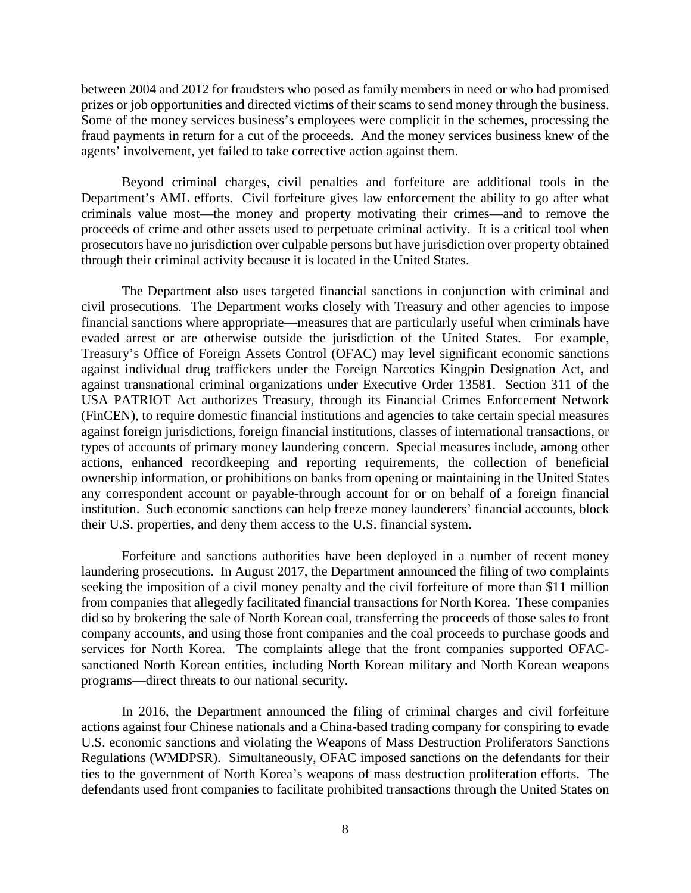between 2004 and 2012 for fraudsters who posed as family members in need or who had promised prizes or job opportunities and directed victims of their scams to send money through the business. Some of the money services business's employees were complicit in the schemes, processing the fraud payments in return for a cut of the proceeds. And the money services business knew of the agents' involvement, yet failed to take corrective action against them.

Beyond criminal charges, civil penalties and forfeiture are additional tools in the Department's AML efforts. Civil forfeiture gives law enforcement the ability to go after what criminals value most—the money and property motivating their crimes—and to remove the proceeds of crime and other assets used to perpetuate criminal activity. It is a critical tool when prosecutors have no jurisdiction over culpable persons but have jurisdiction over property obtained through their criminal activity because it is located in the United States.

The Department also uses targeted financial sanctions in conjunction with criminal and civil prosecutions. The Department works closely with Treasury and other agencies to impose financial sanctions where appropriate—measures that are particularly useful when criminals have evaded arrest or are otherwise outside the jurisdiction of the United States. For example, Treasury's Office of Foreign Assets Control (OFAC) may level significant economic sanctions against individual drug traffickers under the Foreign Narcotics Kingpin Designation Act, and against transnational criminal organizations under Executive Order 13581. Section 311 of the USA PATRIOT Act authorizes Treasury, through its Financial Crimes Enforcement Network (FinCEN), to require domestic financial institutions and agencies to take certain special measures against foreign jurisdictions, foreign financial institutions, classes of international transactions, or types of accounts of primary money laundering concern. Special measures include, among other actions, enhanced recordkeeping and reporting requirements, the collection of beneficial ownership information, or prohibitions on banks from opening or maintaining in the United States any correspondent account or payable-through account for or on behalf of a foreign financial institution. Such economic sanctions can help freeze money launderers' financial accounts, block their U.S. properties, and deny them access to the U.S. financial system.

Forfeiture and sanctions authorities have been deployed in a number of recent money laundering prosecutions. In August 2017, the Department announced the filing of two complaints seeking the imposition of a civil money penalty and the civil forfeiture of more than $11 million from companies that allegedly facilitated financial transactions for North Korea. These companies did so by brokering the sale of North Korean coal, transferring the proceeds of those sales to front company accounts, and using those front companies and the coal proceeds to purchase goods and services for North Korea. The complaints allege that the front companies supported OFAC-sanctioned North Korean entities, including North Korean military and North Korean weapons programs—direct threats to our national security.

In 2016, the Department announced the filing of criminal charges and civil forfeiture actions against four Chinese nationals and a China-based trading company for conspiring to evade U.S. economic sanctions and violating the Weapons of Mass Destruction Proliferators Sanctions Regulations (WMDPSR). Simultaneously, OFAC imposed sanctions on the defendants for their ties to the government of North Korea's weapons of mass destruction proliferation efforts. The defendants used front companies to facilitate prohibited transactions through the United States on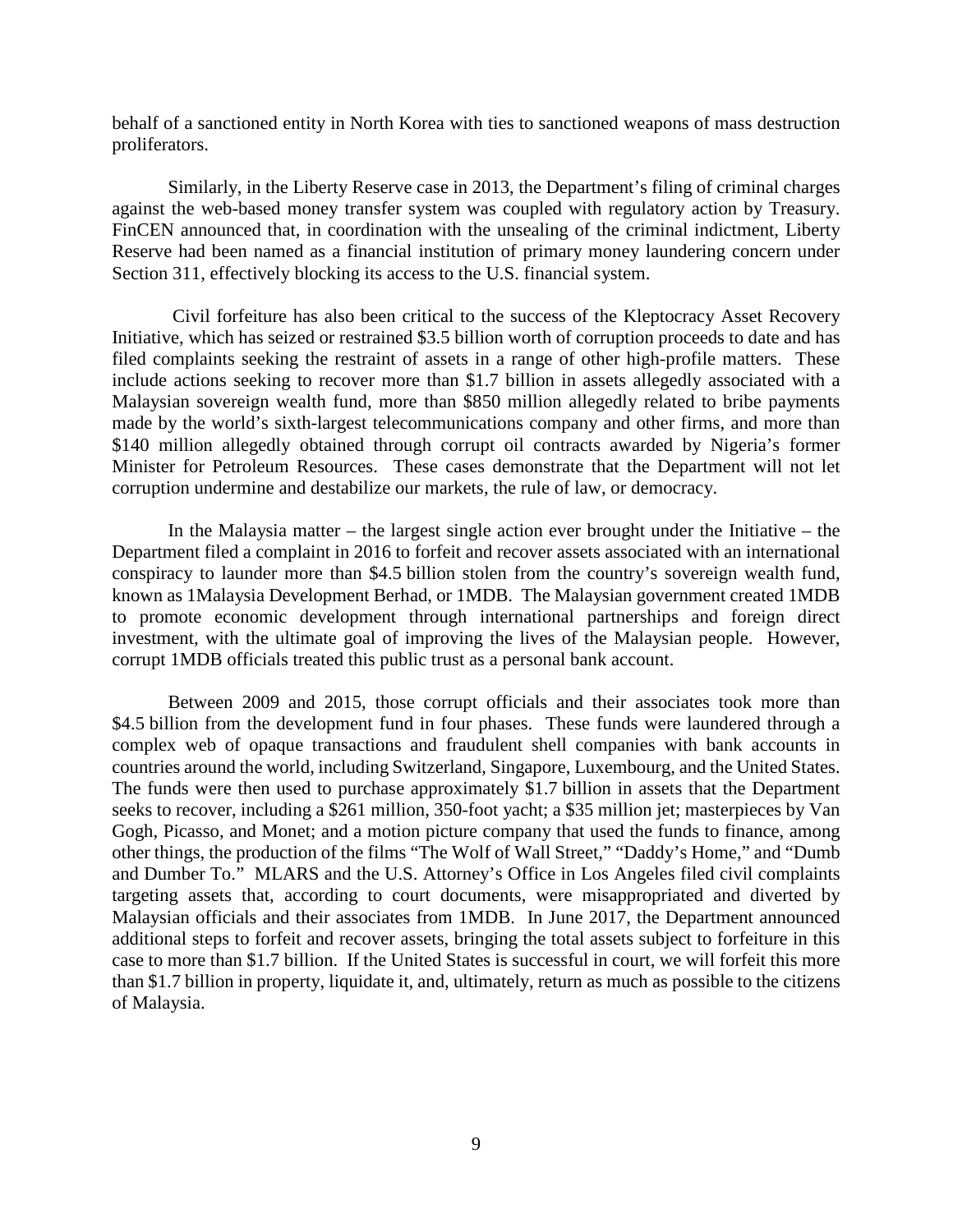behalf of a sanctioned entity in North Korea with ties to sanctioned weapons of mass destruction proliferators.

Similarly, in the Liberty Reserve case in 2013, the Department's filing of criminal charges against the web-based money transfer system was coupled with regulatory action by Treasury. FinCEN announced that, in coordination with the unsealing of the criminal indictment, Liberty Reserve had been named as a financial institution of primary money laundering concern under Section 311, effectively blocking its access to the U.S. financial system.

Civil forfeiture has also been critical to the success of the Kleptocracy Asset Recovery Initiative, which has seized or restrained $3.5 billion worth of corruption proceeds to date and has filed complaints seeking the restraint of assets in a range of other high-profile matters. These include actions seeking to recover more than $1.7 billion in assets allegedly associated with a Malaysian sovereign wealth fund, more than $850 million allegedly related to bribe payments made by the world's sixth-largest telecommunications company and other firms, and more than $140 million allegedly obtained through corrupt oil contracts awarded by Nigeria's former Minister for Petroleum Resources. These cases demonstrate that the Department will not let corruption undermine and destabilize our markets, the rule of law, or democracy.

In the Malaysia matter – the largest single action ever brought under the Initiative – the Department filed a complaint in 2016 to forfeit and recover assets associated with an international conspiracy to launder more than $4.5 billion stolen from the country's sovereign wealth fund, known as 1Malaysia Development Berhad, or 1MDB. The Malaysian government created 1MDB to promote economic development through international partnerships and foreign direct investment, with the ultimate goal of improving the lives of the Malaysian people. However, corrupt 1MDB officials treated this public trust as a personal bank account.

Between 2009 and 2015, those corrupt officials and their associates took more than $4.5 billion from the development fund in four phases. These funds were laundered through a complex web of opaque transactions and fraudulent shell companies with bank accounts in countries around the world, including Switzerland, Singapore, Luxembourg, and the United States. The funds were then used to purchase approximately $1.7 billion in assets that the Department seeks to recover, including a $261 million, 350-foot yacht; a $35 million jet; masterpieces by Van Gogh, Picasso, and Monet; and a motion picture company that used the funds to finance, among other things, the production of the films "The Wolf of Wall Street," "Daddy's Home," and "Dumb and Dumber To." MLARS and the U.S. Attorney's Office in Los Angeles filed civil complaints targeting assets that, according to court documents, were misappropriated and diverted by Malaysian officials and their associates from 1MDB. In June 2017, the Department announced additional steps to forfeit and recover assets, bringing the total assets subject to forfeiture in this case to more than $1.7 billion. If the United States is successful in court, we will forfeit this more than $1.7 billion in property, liquidate it, and, ultimately, return as much as possible to the citizens of Malaysia.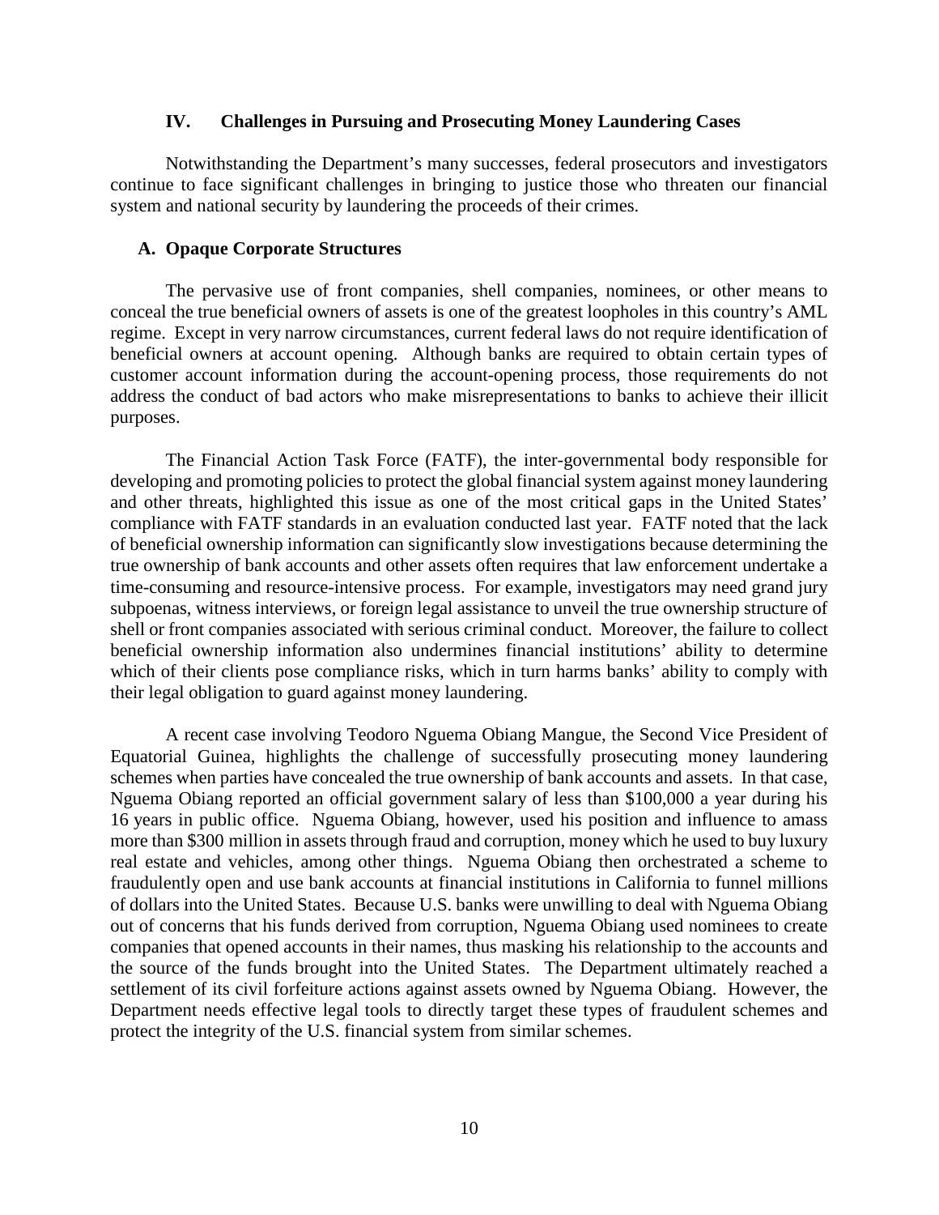## IV. Challenges in Pursuing and Prosecuting Money Laundering Cases

Notwithstanding the Department's many successes, federal prosecutors and investigators continue to face significant challenges in bringing to justice those who threaten our financial system and national security by laundering the proceeds of their crimes.

### A. Opaque Corporate Structures

The pervasive use of front companies, shell companies, nominees, or other means to conceal the true beneficial owners of assets is one of the greatest loopholes in this country's AML regime. Except in very narrow circumstances, current federal laws do not require identification of beneficial owners at account opening. Although banks are required to obtain certain types of customer account information during the account-opening process, those requirements do not address the conduct of bad actors who make misrepresentations to banks to achieve their illicit purposes.

The Financial Action Task Force (FATF), the inter-governmental body responsible for developing and promoting policies to protect the global financial system against money laundering and other threats, highlighted this issue as one of the most critical gaps in the United States' compliance with FATF standards in an evaluation conducted last year. FATF noted that the lack of beneficial ownership information can significantly slow investigations because determining the true ownership of bank accounts and other assets often requires that law enforcement undertake a time-consuming and resource-intensive process. For example, investigators may need grand jury subpoenas, witness interviews, or foreign legal assistance to unveil the true ownership structure of shell or front companies associated with serious criminal conduct. Moreover, the failure to collect beneficial ownership information also undermines financial institutions' ability to determine which of their clients pose compliance risks, which in turn harms banks' ability to comply with their legal obligation to guard against money laundering.

A recent case involving Teodoro Nguema Obiang Mangue, the Second Vice President of Equatorial Guinea, highlights the challenge of successfully prosecuting money laundering schemes when parties have concealed the true ownership of bank accounts and assets. In that case, Nguema Obiang reported an official government salary of less than \$100,000 a year during his 16 years in public office. Nguema Obiang, however, used his position and influence to amass more than \$300 million in assets through fraud and corruption, money which he used to buy luxury real estate and vehicles, among other things. Nguema Obiang then orchestrated a scheme to fraudulently open and use bank accounts at financial institutions in California to funnel millions of dollars into the United States. Because U.S. banks were unwilling to deal with Nguema Obiang out of concerns that his funds derived from corruption, Nguema Obiang used nominees to create companies that opened accounts in their names, thus masking his relationship to the accounts and the source of the funds brought into the United States. The Department ultimately reached a settlement of its civil forfeiture actions against assets owned by Nguema Obiang. However, the Department needs effective legal tools to directly target these types of fraudulent schemes and protect the integrity of the U.S. financial system from similar schemes.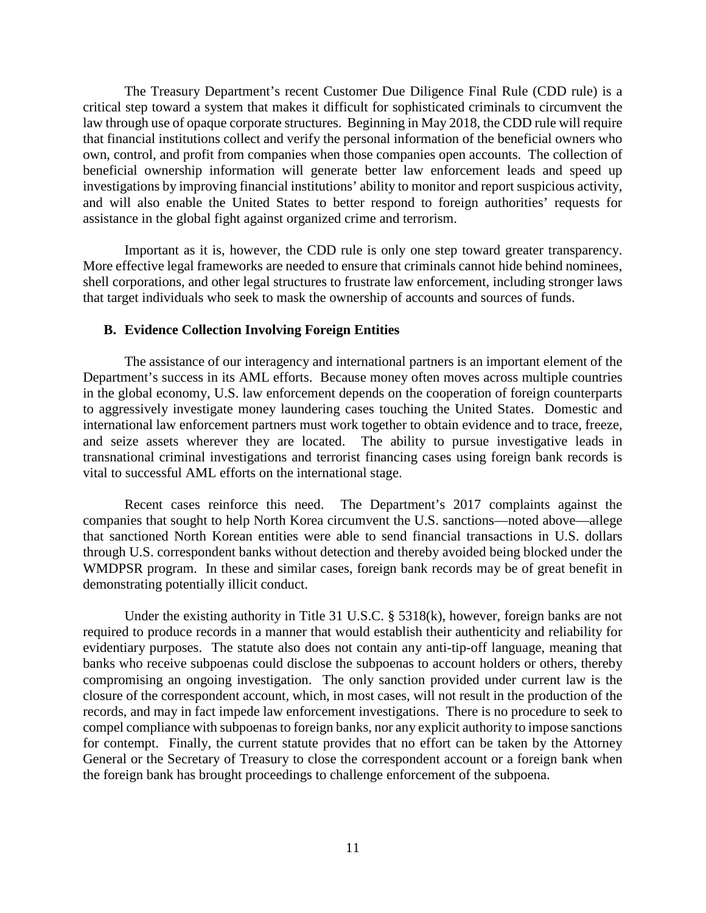The Treasury Department's recent Customer Due Diligence Final Rule (CDD rule) is a critical step toward a system that makes it difficult for sophisticated criminals to circumvent the law through use of opaque corporate structures. Beginning in May 2018, the CDD rule will require that financial institutions collect and verify the personal information of the beneficial owners who own, control, and profit from companies when those companies open accounts. The collection of beneficial ownership information will generate better law enforcement leads and speed up investigations by improving financial institutions' ability to monitor and report suspicious activity, and will also enable the United States to better respond to foreign authorities' requests for assistance in the global fight against organized crime and terrorism.

Important as it is, however, the CDD rule is only one step toward greater transparency. More effective legal frameworks are needed to ensure that criminals cannot hide behind nominees, shell corporations, and other legal structures to frustrate law enforcement, including stronger laws that target individuals who seek to mask the ownership of accounts and sources of funds.

### B. Evidence Collection Involving Foreign Entities

The assistance of our interagency and international partners is an important element of the Department's success in its AML efforts. Because money often moves across multiple countries in the global economy, U.S. law enforcement depends on the cooperation of foreign counterparts to aggressively investigate money laundering cases touching the United States. Domestic and international law enforcement partners must work together to obtain evidence and to trace, freeze, and seize assets wherever they are located. The ability to pursue investigative leads in transnational criminal investigations and terrorist financing cases using foreign bank records is vital to successful AML efforts on the international stage.

Recent cases reinforce this need. The Department's 2017 complaints against the companies that sought to help North Korea circumvent the U.S. sanctions—noted above—allege that sanctioned North Korean entities were able to send financial transactions in U.S. dollars through U.S. correspondent banks without detection and thereby avoided being blocked under the WMDPSR program. In these and similar cases, foreign bank records may be of great benefit in demonstrating potentially illicit conduct.

Under the existing authority in Title 31 U.S.C. § 5318(k), however, foreign banks are not required to produce records in a manner that would establish their authenticity and reliability for evidentiary purposes. The statute also does not contain any anti-tip-off language, meaning that banks who receive subpoenas could disclose the subpoenas to account holders or others, thereby compromising an ongoing investigation. The only sanction provided under current law is the closure of the correspondent account, which, in most cases, will not result in the production of the records, and may in fact impede law enforcement investigations. There is no procedure to seek to compel compliance with subpoenas to foreign banks, nor any explicit authority to impose sanctions for contempt. Finally, the current statute provides that no effort can be taken by the Attorney General or the Secretary of Treasury to close the correspondent account or a foreign bank when the foreign bank has brought proceedings to challenge enforcement of the subpoena.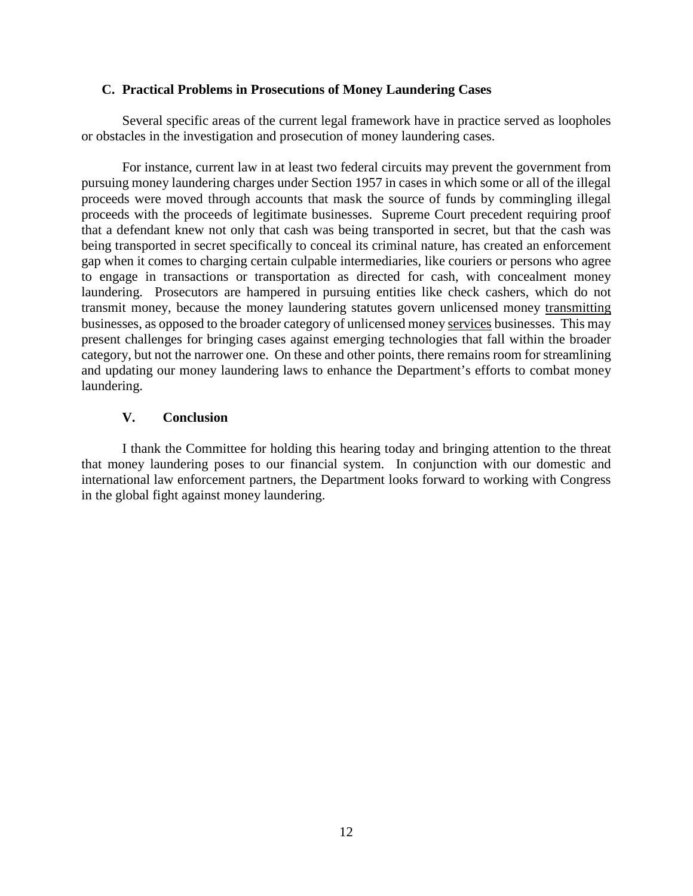### C. Practical Problems in Prosecutions of Money Laundering Cases

Several specific areas of the current legal framework have in practice served as loopholes or obstacles in the investigation and prosecution of money laundering cases.

For instance, current law in at least two federal circuits may prevent the government from pursuing money laundering charges under Section 1957 in cases in which some or all of the illegal proceeds were moved through accounts that mask the source of funds by commingling illegal proceeds with the proceeds of legitimate businesses. Supreme Court precedent requiring proof that a defendant knew not only that cash was being transported in secret, but that the cash was being transported in secret specifically to conceal its criminal nature, has created an enforcement gap when it comes to charging certain culpable intermediaries, like couriers or persons who agree to engage in transactions or transportation as directed for cash, with concealment money laundering. Prosecutors are hampered in pursuing entities like check cashers, which do not transmit money, because the money laundering statutes govern unlicensed money <u>transmitting</u> businesses, as opposed to the broader category of unlicensed money <u>services</u> businesses. This may present challenges for bringing cases against emerging technologies that fall within the broader category, but not the narrower one. On these and other points, there remains room for streamlining and updating our money laundering laws to enhance the Department's efforts to combat money laundering.

## V. Conclusion

I thank the Committee for holding this hearing today and bringing attention to the threat that money laundering poses to our financial system. In conjunction with our domestic and international law enforcement partners, the Department looks forward to working with Congress in the global fight against money laundering.